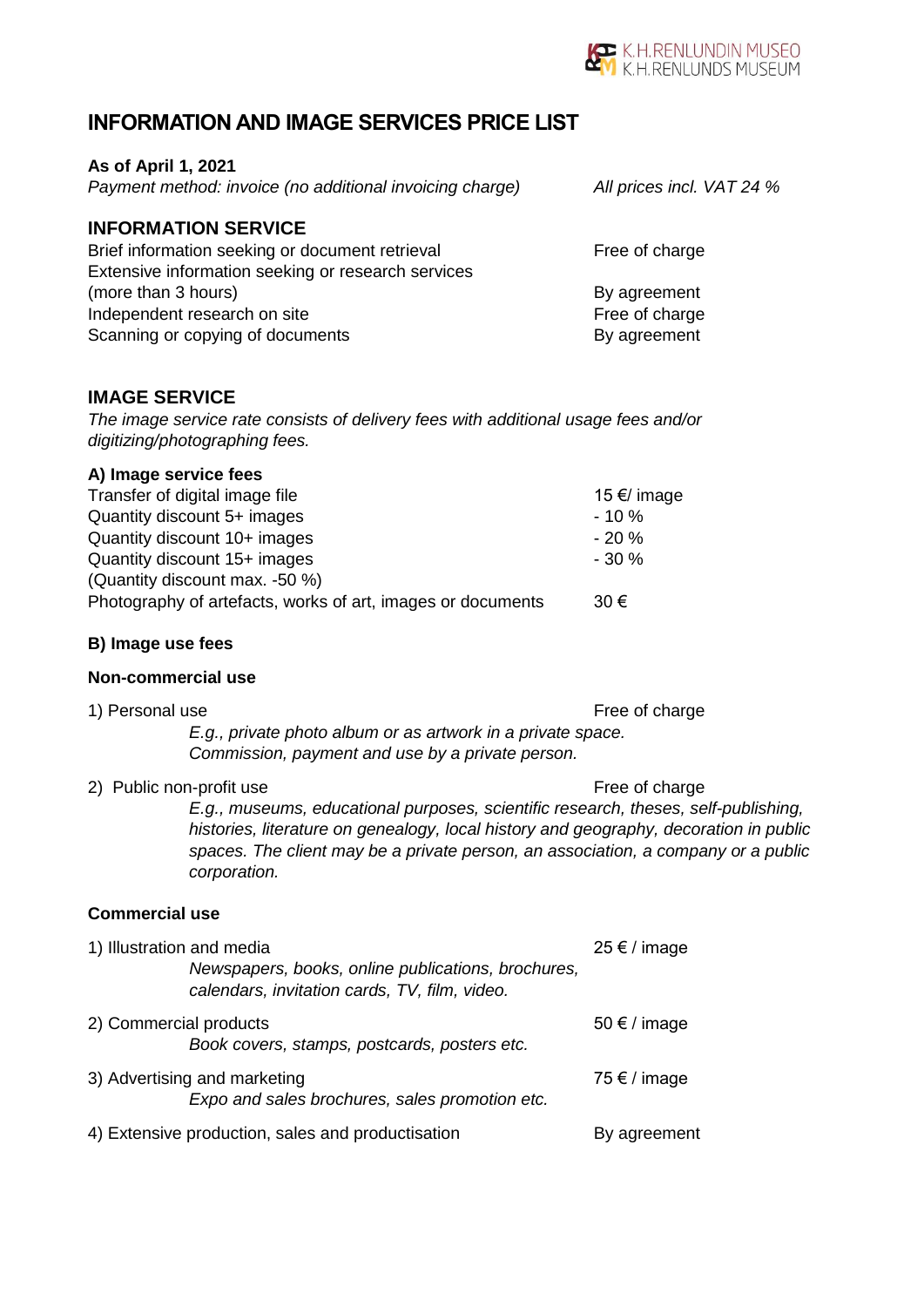K.H.RENLUNDIN MUSEO
K.H.RENLUNDS MUSEUM

# INFORMATION AND IMAGE SERVICES PRICE LIST

**As of April 1, 2021**

*Payment method: invoice (no additional invoicing charge)* *All prices incl. VAT 24 %*

## INFORMATION SERVICE

| | |
|---|---|
| Brief information seeking or document retrieval | Free of charge |
| Extensive information seeking or research services (more than 3 hours) | By agreement |
| Independent research on site | Free of charge |
| Scanning or copying of documents | By agreement |

## IMAGE SERVICE

*The image service rate consists of delivery fees with additional usage fees and/or digitizing/photographing fees.*

### A) Image service fees

| | |
|---|---|
| Transfer of digital image file | 15 €/ image |
| Quantity discount 5+ images | - 10 % |
| Quantity discount 10+ images | - 20 % |
| Quantity discount 15+ images | - 30 % |
| (Quantity discount max. -50 %) | |
| Photography of artefacts, works of art, images or documents | 30 € |

### B) Image use fees

#### Non-commercial use

1) Personal use — Free of charge
   *E.g., private photo album or as artwork in a private space. Commission, payment and use by a private person.*

2) Public non-profit use — Free of charge
   *E.g., museums, educational purposes, scientific research, theses, self-publishing, histories, literature on genealogy, local history and geography, decoration in public spaces. The client may be a private person, an association, a company or a public corporation.*

#### Commercial use

1) Illustration and media — 25 € / image
   *Newspapers, books, online publications, brochures, calendars, invitation cards, TV, film, video.*

2) Commercial products — 50 € / image
   *Book covers, stamps, postcards, posters etc.*

3) Advertising and marketing — 75 € / image
   *Expo and sales brochures, sales promotion etc.*

4) Extensive production, sales and productisation — By agreement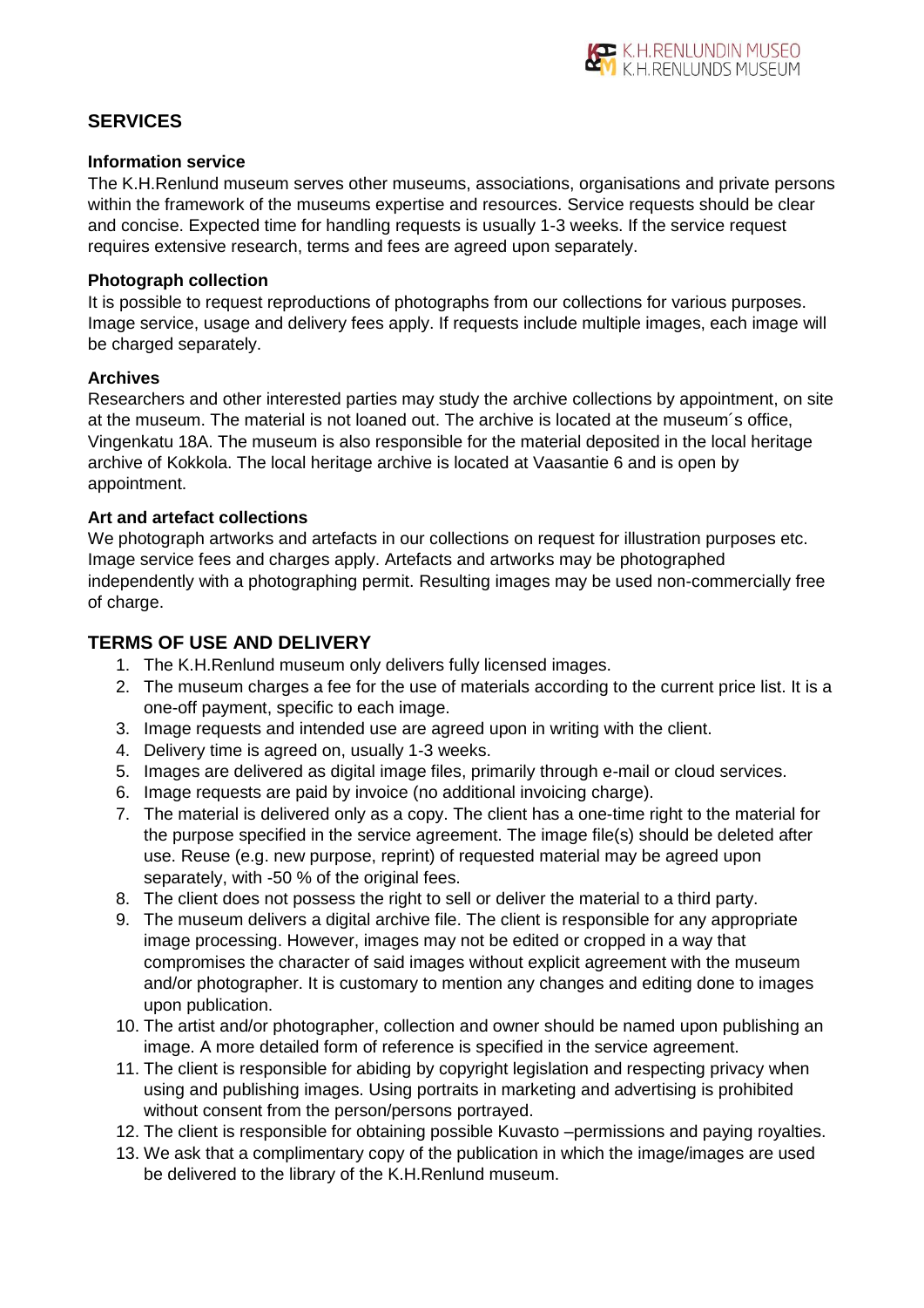## SERVICES

**Information service**

The K.H.Renlund museum serves other museums, associations, organisations and private persons within the framework of the museums expertise and resources. Service requests should be clear and concise. Expected time for handling requests is usually 1-3 weeks. If the service request requires extensive research, terms and fees are agreed upon separately.

**Photograph collection**

It is possible to request reproductions of photographs from our collections for various purposes. Image service, usage and delivery fees apply. If requests include multiple images, each image will be charged separately.

**Archives**

Researchers and other interested parties may study the archive collections by appointment, on site at the museum. The material is not loaned out. The archive is located at the museum´s office, Vingenkatu 18A. The museum is also responsible for the material deposited in the local heritage archive of Kokkola. The local heritage archive is located at Vaasantie 6 and is open by appointment.

**Art and artefact collections**

We photograph artworks and artefacts in our collections on request for illustration purposes etc. Image service fees and charges apply. Artefacts and artworks may be photographed independently with a photographing permit. Resulting images may be used non-commercially free of charge.

## TERMS OF USE AND DELIVERY

1. The K.H.Renlund museum only delivers fully licensed images.
2. The museum charges a fee for the use of materials according to the current price list. It is a one-off payment, specific to each image.
3. Image requests and intended use are agreed upon in writing with the client.
4. Delivery time is agreed on, usually 1-3 weeks.
5. Images are delivered as digital image files, primarily through e-mail or cloud services.
6. Image requests are paid by invoice (no additional invoicing charge).
7. The material is delivered only as a copy. The client has a one-time right to the material for the purpose specified in the service agreement. The image file(s) should be deleted after use. Reuse (e.g. new purpose, reprint) of requested material may be agreed upon separately, with -50 % of the original fees.
8. The client does not possess the right to sell or deliver the material to a third party.
9. The museum delivers a digital archive file. The client is responsible for any appropriate image processing. However, images may not be edited or cropped in a way that compromises the character of said images without explicit agreement with the museum and/or photographer. It is customary to mention any changes and editing done to images upon publication.
10. The artist and/or photographer, collection and owner should be named upon publishing an image. A more detailed form of reference is specified in the service agreement.
11. The client is responsible for abiding by copyright legislation and respecting privacy when using and publishing images. Using portraits in marketing and advertising is prohibited without consent from the person/persons portrayed.
12. The client is responsible for obtaining possible Kuvasto –permissions and paying royalties.
13. We ask that a complimentary copy of the publication in which the image/images are used be delivered to the library of the K.H.Renlund museum.